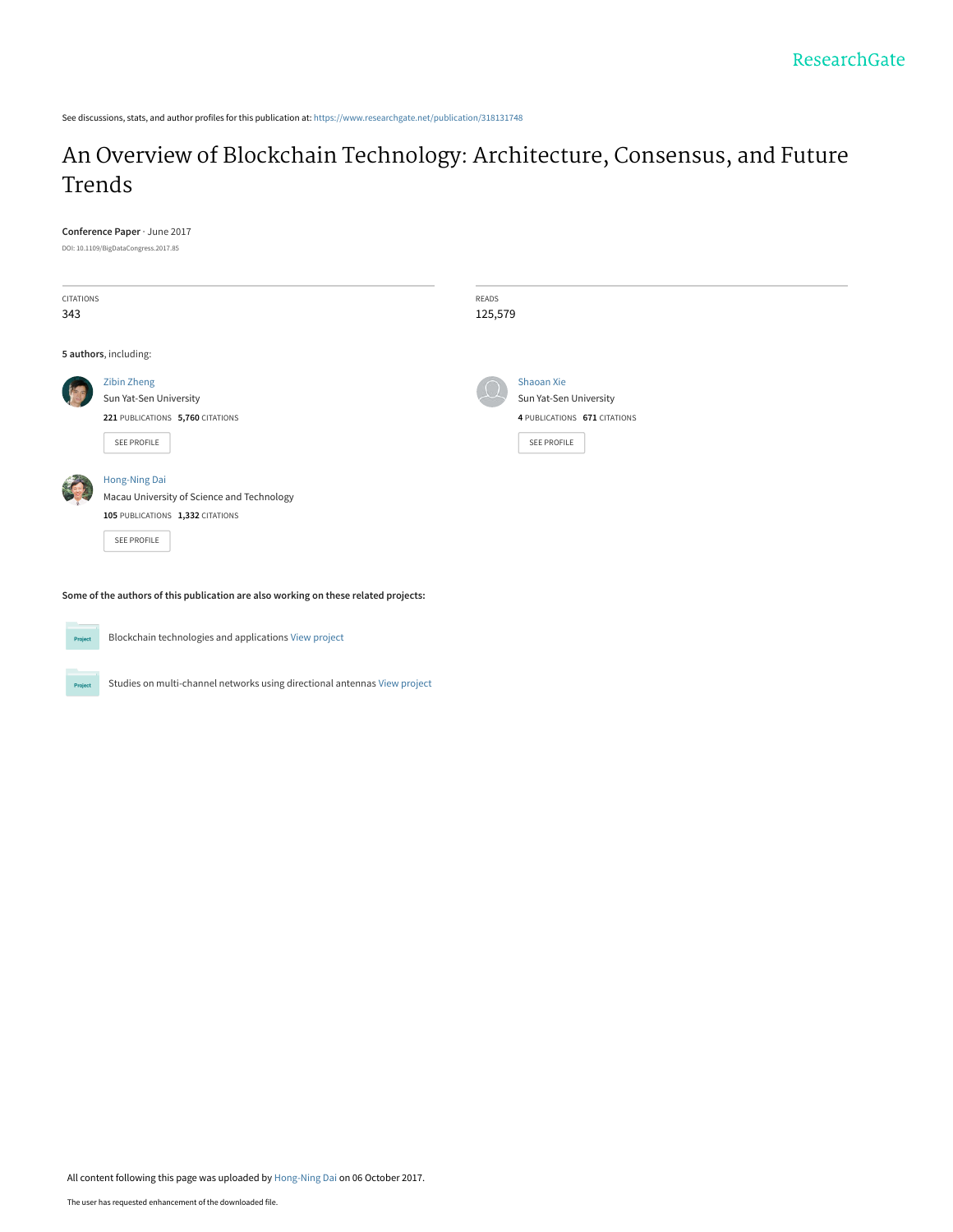ResearchGate

See discussions, stats, and author profiles for this publication at: https://www.researchgate.net/publication/318131748

# An Overview of Blockchain Technology: Architecture, Consensus, and Future Trends

**Conference Paper** · June 2017

DOI: 10.1109/BigDataCongress.2017.85

| CITATIONS | READS |
| --- | --- |
| 343 | 125,579 |

**5 authors**, including:

**Zibin Zheng**
Sun Yat-Sen University
**221** PUBLICATIONS **5,760** CITATIONS
SEE PROFILE

**Shaoan Xie**
Sun Yat-Sen University
**4** PUBLICATIONS **671** CITATIONS
SEE PROFILE

**Hong-Ning Dai**
Macau University of Science and Technology
**105** PUBLICATIONS **1,332** CITATIONS
SEE PROFILE

**Some of the authors of this publication are also working on these related projects:**

Project: Blockchain technologies and applications View project

Project: Studies on multi-channel networks using directional antennas View project

All content following this page was uploaded by Hong-Ning Dai on 06 October 2017.

The user has requested enhancement of the downloaded file.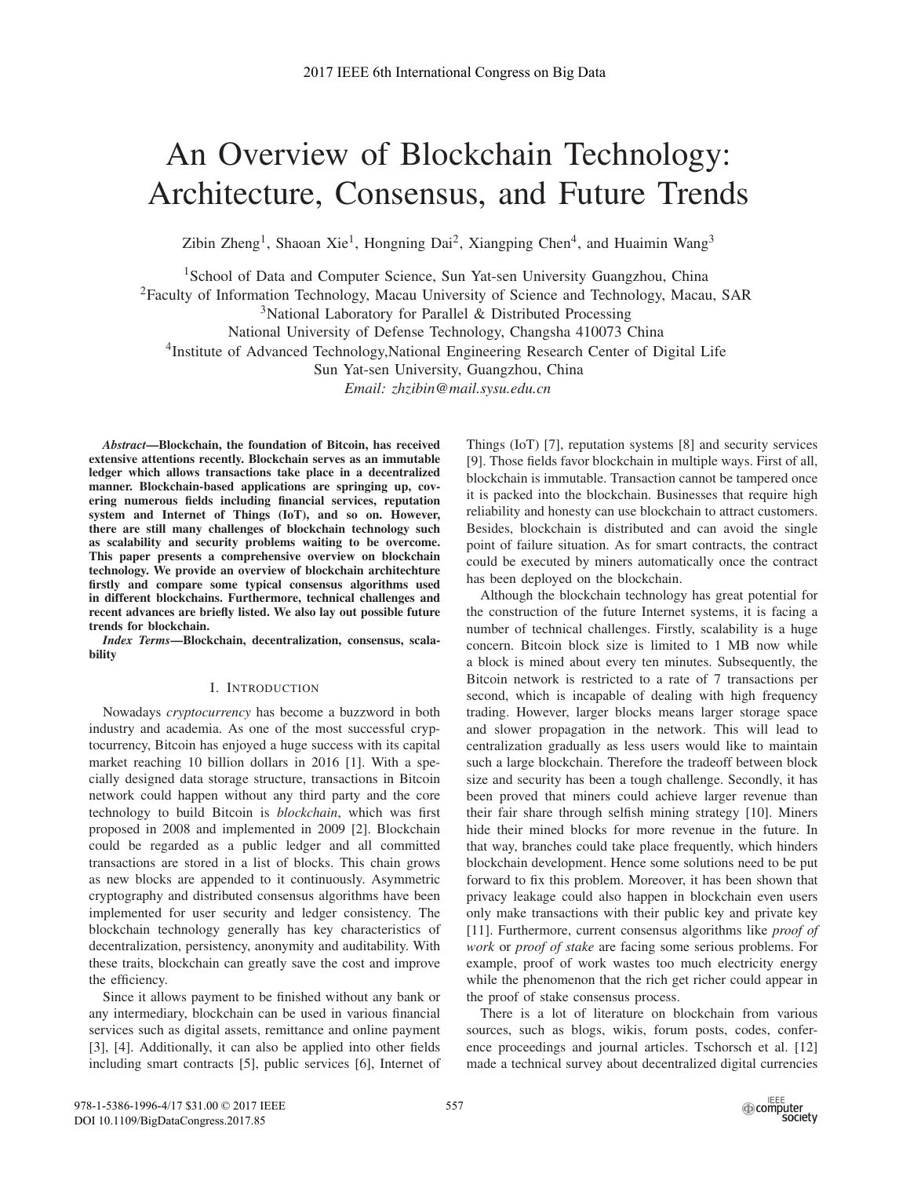# An Overview of Blockchain Technology: Architecture, Consensus, and Future Trends

Zibin Zheng[1], Shaoan Xie[1], Hongning Dai[2], Xiangping Chen[4], and Huaimin Wang[3]

[1]School of Data and Computer Science, Sun Yat-sen University Guangzhou, China
[2]Faculty of Information Technology, Macau University of Science and Technology, Macau, SAR
[3]National Laboratory for Parallel & Distributed Processing
National University of Defense Technology, Changsha 410073 China
[4]Institute of Advanced Technology,National Engineering Research Center of Digital Life
Sun Yat-sen University, Guangzhou, China
*Email: zhzibin@mail.sysu.edu.cn*

***Abstract*—Blockchain, the foundation of Bitcoin, has received extensive attentions recently. Blockchain serves as an immutable ledger which allows transactions take place in a decentralized manner. Blockchain-based applications are springing up, covering numerous fields including financial services, reputation system and Internet of Things (IoT), and so on. However, there are still many challenges of blockchain technology such as scalability and security problems waiting to be overcome. This paper presents a comprehensive overview on blockchain technology. We provide an overview of blockchain architechture firstly and compare some typical consensus algorithms used in different blockchains. Furthermore, technical challenges and recent advances are briefly listed. We also lay out possible future trends for blockchain.**

***Index Terms*—Blockchain, decentralization, consensus, scalability**

## I. Introduction

Nowadays *cryptocurrency* has become a buzzword in both industry and academia. As one of the most successful cryptocurrency, Bitcoin has enjoyed a huge success with its capital market reaching 10 billion dollars in 2016 [1]. With a specially designed data storage structure, transactions in Bitcoin network could happen without any third party and the core technology to build Bitcoin is *blockchain*, which was first proposed in 2008 and implemented in 2009 [2]. Blockchain could be regarded as a public ledger and all committed transactions are stored in a list of blocks. This chain grows as new blocks are appended to it continuously. Asymmetric cryptography and distributed consensus algorithms have been implemented for user security and ledger consistency. The blockchain technology generally has key characteristics of decentralization, persistency, anonymity and auditability. With these traits, blockchain can greatly save the cost and improve the efficiency.

Since it allows payment to be finished without any bank or any intermediary, blockchain can be used in various financial services such as digital assets, remittance and online payment [3], [4]. Additionally, it can also be applied into other fields including smart contracts [5], public services [6], Internet of Things (IoT) [7], reputation systems [8] and security services [9]. Those fields favor blockchain in multiple ways. First of all, blockchain is immutable. Transaction cannot be tampered once it is packed into the blockchain. Businesses that require high reliability and honesty can use blockchain to attract customers. Besides, blockchain is distributed and can avoid the single point of failure situation. As for smart contracts, the contract could be executed by miners automatically once the contract has been deployed on the blockchain.

Although the blockchain technology has great potential for the construction of the future Internet systems, it is facing a number of technical challenges. Firstly, scalability is a huge concern. Bitcoin block size is limited to 1 MB now while a block is mined about every ten minutes. Subsequently, the Bitcoin network is restricted to a rate of 7 transactions per second, which is incapable of dealing with high frequency trading. However, larger blocks means larger storage space and slower propagation in the network. This will lead to centralization gradually as less users would like to maintain such a large blockchain. Therefore the tradeoff between block size and security has been a tough challenge. Secondly, it has been proved that miners could achieve larger revenue than their fair share through selfish mining strategy [10]. Miners hide their mined blocks for more revenue in the future. In that way, branches could take place frequently, which hinders blockchain development. Hence some solutions need to be put forward to fix this problem. Moreover, it has been shown that privacy leakage could also happen in blockchain even users only make transactions with their public key and private key [11]. Furthermore, current consensus algorithms like *proof of work* or *proof of stake* are facing some serious problems. For example, proof of work wastes too much electricity energy while the phenomenon that the rich get richer could appear in the proof of stake consensus process.

There is a lot of literature on blockchain from various sources, such as blogs, wikis, forum posts, codes, conference proceedings and journal articles. Tschorsch et al. [12] made a technical survey about decentralized digital currencies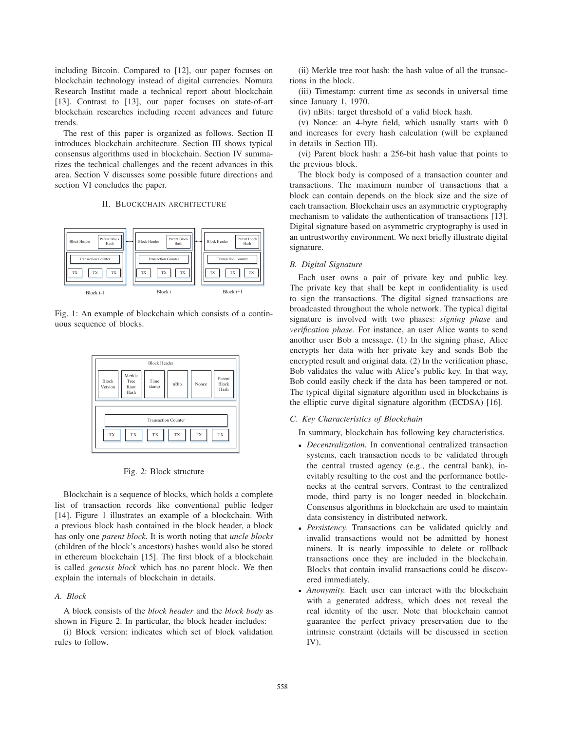including Bitcoin. Compared to [12], our paper focuses on blockchain technology instead of digital currencies. Nomura Research Institut made a technical report about blockchain [13]. Contrast to [13], our paper focuses on state-of-art blockchain researches including recent advances and future trends.

The rest of this paper is organized as follows. Section II introduces blockchain architecture. Section III shows typical consensus algorithms used in blockchain. Section IV summarizes the technical challenges and the recent advances in this area. Section V discusses some possible future directions and section VI concludes the paper.

## II. Blockchain architecture

Fig. 1: An example of blockchain which consists of a continuous sequence of blocks.

Fig. 2: Block structure

Blockchain is a sequence of blocks, which holds a complete list of transaction records like conventional public ledger [14]. Figure 1 illustrates an example of a blockchain. With a previous block hash contained in the block header, a block has only one *parent block*. It is worth noting that *uncle blocks* (children of the block's ancestors) hashes would also be stored in ethereum blockchain [15]. The first block of a blockchain is called *genesis block* which has no parent block. We then explain the internals of blockchain in details.

### A. Block

A block consists of the *block header* and the *block body* as shown in Figure 2. In particular, the block header includes:

(i) Block version: indicates which set of block validation rules to follow.

(ii) Merkle tree root hash: the hash value of all the transactions in the block.

(iii) Timestamp: current time as seconds in universal time since January 1, 1970.

(iv) nBits: target threshold of a valid block hash.

(v) Nonce: an 4-byte field, which usually starts with 0 and increases for every hash calculation (will be explained in details in Section III).

(vi) Parent block hash: a 256-bit hash value that points to the previous block.

The block body is composed of a transaction counter and transactions. The maximum number of transactions that a block can contain depends on the block size and the size of each transaction. Blockchain uses an asymmetric cryptography mechanism to validate the authentication of transactions [13]. Digital signature based on asymmetric cryptography is used in an untrustworthy environment. We next briefly illustrate digital signature.

### B. Digital Signature

Each user owns a pair of private key and public key. The private key that shall be kept in confidentiality is used to sign the transactions. The digital signed transactions are broadcasted throughout the whole network. The typical digital signature is involved with two phases: *signing phase* and *verification phase*. For instance, an user Alice wants to send another user Bob a message. (1) In the signing phase, Alice encrypts her data with her private key and sends Bob the encrypted result and original data. (2) In the verification phase, Bob validates the value with Alice's public key. In that way, Bob could easily check if the data has been tampered or not. The typical digital signature algorithm used in blockchains is the elliptic curve digital signature algorithm (ECDSA) [16].

### C. Key Characteristics of Blockchain

In summary, blockchain has following key characteristics.

- *Decentralization.* In conventional centralized transaction systems, each transaction needs to be validated through the central trusted agency (e.g., the central bank), inevitably resulting to the cost and the performance bottlenecks at the central servers. Contrast to the centralized mode, third party is no longer needed in blockchain. Consensus algorithms in blockchain are used to maintain data consistency in distributed network.
- *Persistency.* Transactions can be validated quickly and invalid transactions would not be admitted by honest miners. It is nearly impossible to delete or rollback transactions once they are included in the blockchain. Blocks that contain invalid transactions could be discovered immediately.
- *Anonymity.* Each user can interact with the blockchain with a generated address, which does not reveal the real identity of the user. Note that blockchain cannot guarantee the perfect privacy preservation due to the intrinsic constraint (details will be discussed in section IV).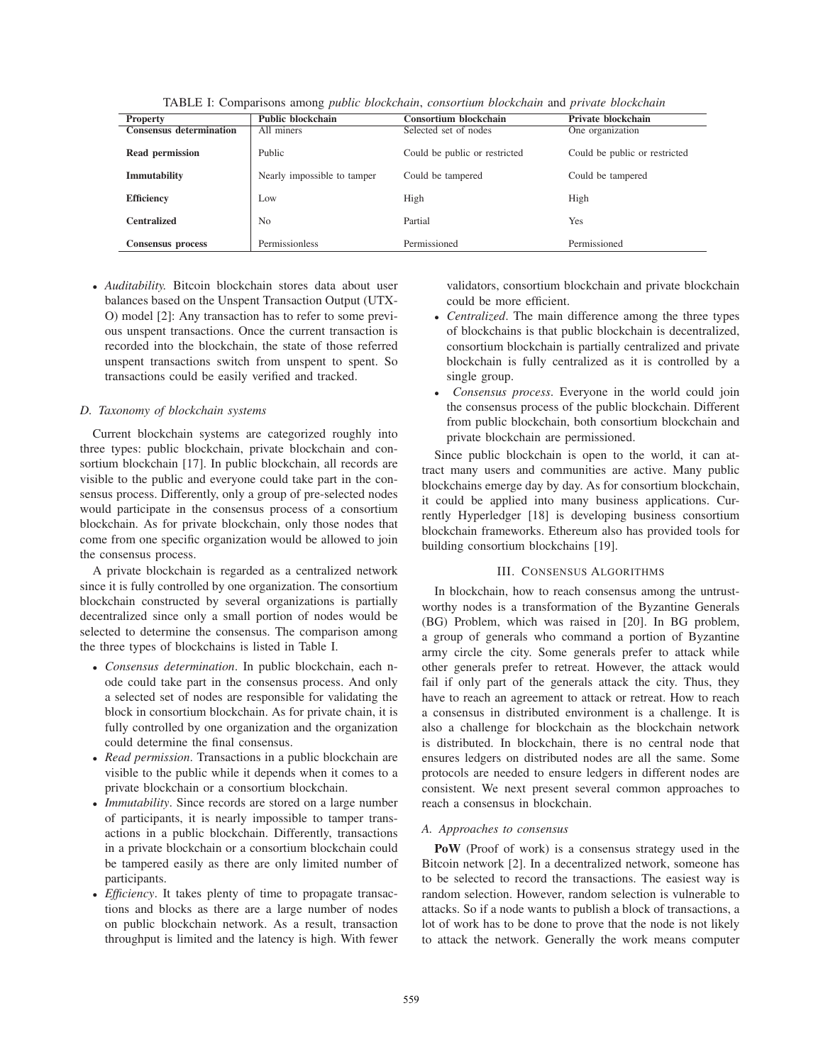TABLE I: Comparisons among *public blockchain*, *consortium blockchain* and *private blockchain*

| Property | Public blockchain | Consortium blockchain | Private blockchain |
| --- | --- | --- | --- |
| **Consensus determination** | All miners | Selected set of nodes | One organization |
| **Read permission** | Public | Could be public or restricted | Could be public or restricted |
| **Immutability** | Nearly impossible to tamper | Could be tampered | Could be tampered |
| **Efficiency** | Low | High | High |
| **Centralized** | No | Partial | Yes |
| **Consensus process** | Permissionless | Permissioned | Permissioned |

- *Auditability.* Bitcoin blockchain stores data about user balances based on the Unspent Transaction Output (UTXO) model [2]: Any transaction has to refer to some previous unspent transactions. Once the current transaction is recorded into the blockchain, the state of those referred unspent transactions switch from unspent to spent. So transactions could be easily verified and tracked.

### D. Taxonomy of blockchain systems

Current blockchain systems are categorized roughly into three types: public blockchain, private blockchain and consortium blockchain [17]. In public blockchain, all records are visible to the public and everyone could take part in the consensus process. Differently, only a group of pre-selected nodes would participate in the consensus process of a consortium blockchain. As for private blockchain, only those nodes that come from one specific organization would be allowed to join the consensus process.

A private blockchain is regarded as a centralized network since it is fully controlled by one organization. The consortium blockchain constructed by several organizations is partially decentralized since only a small portion of nodes would be selected to determine the consensus. The comparison among the three types of blockchains is listed in Table I.

- *Consensus determination*. In public blockchain, each node could take part in the consensus process. And only a selected set of nodes are responsible for validating the block in consortium blockchain. As for private chain, it is fully controlled by one organization and the organization could determine the final consensus.
- *Read permission*. Transactions in a public blockchain are visible to the public while it depends when it comes to a private blockchain or a consortium blockchain.
- *Immutability*. Since records are stored on a large number of participants, it is nearly impossible to tamper transactions in a public blockchain. Differently, transactions in a private blockchain or a consortium blockchain could be tampered easily as there are only limited number of participants.
- *Efficiency*. It takes plenty of time to propagate transactions and blocks as there are a large number of nodes on public blockchain network. As a result, transaction throughput is limited and the latency is high. With fewer validators, consortium blockchain and private blockchain could be more efficient.
- *Centralized*. The main difference among the three types of blockchains is that public blockchain is decentralized, consortium blockchain is partially centralized and private blockchain is fully centralized as it is controlled by a single group.
- *Consensus process*. Everyone in the world could join the consensus process of the public blockchain. Different from public blockchain, both consortium blockchain and private blockchain are permissioned.

Since public blockchain is open to the world, it can attract many users and communities are active. Many public blockchains emerge day by day. As for consortium blockchain, it could be applied into many business applications. Currently Hyperledger [18] is developing business consortium blockchain frameworks. Ethereum also has provided tools for building consortium blockchains [19].

## III. Consensus Algorithms

In blockchain, how to reach consensus among the untrustworthy nodes is a transformation of the Byzantine Generals (BG) Problem, which was raised in [20]. In BG problem, a group of generals who command a portion of Byzantine army circle the city. Some generals prefer to attack while other generals prefer to retreat. However, the attack would fail if only part of the generals attack the city. Thus, they have to reach an agreement to attack or retreat. How to reach a consensus in distributed environment is a challenge. It is also a challenge for blockchain as the blockchain network is distributed. In blockchain, there is no central node that ensures ledgers on distributed nodes are all the same. Some protocols are needed to ensure ledgers in different nodes are consistent. We next present several common approaches to reach a consensus in blockchain.

### A. Approaches to consensus

**PoW** (Proof of work) is a consensus strategy used in the Bitcoin network [2]. In a decentralized network, someone has to be selected to record the transactions. The easiest way is random selection. However, random selection is vulnerable to attacks. So if a node wants to publish a block of transactions, a lot of work has to be done to prove that the node is not likely to attack the network. Generally the work means computer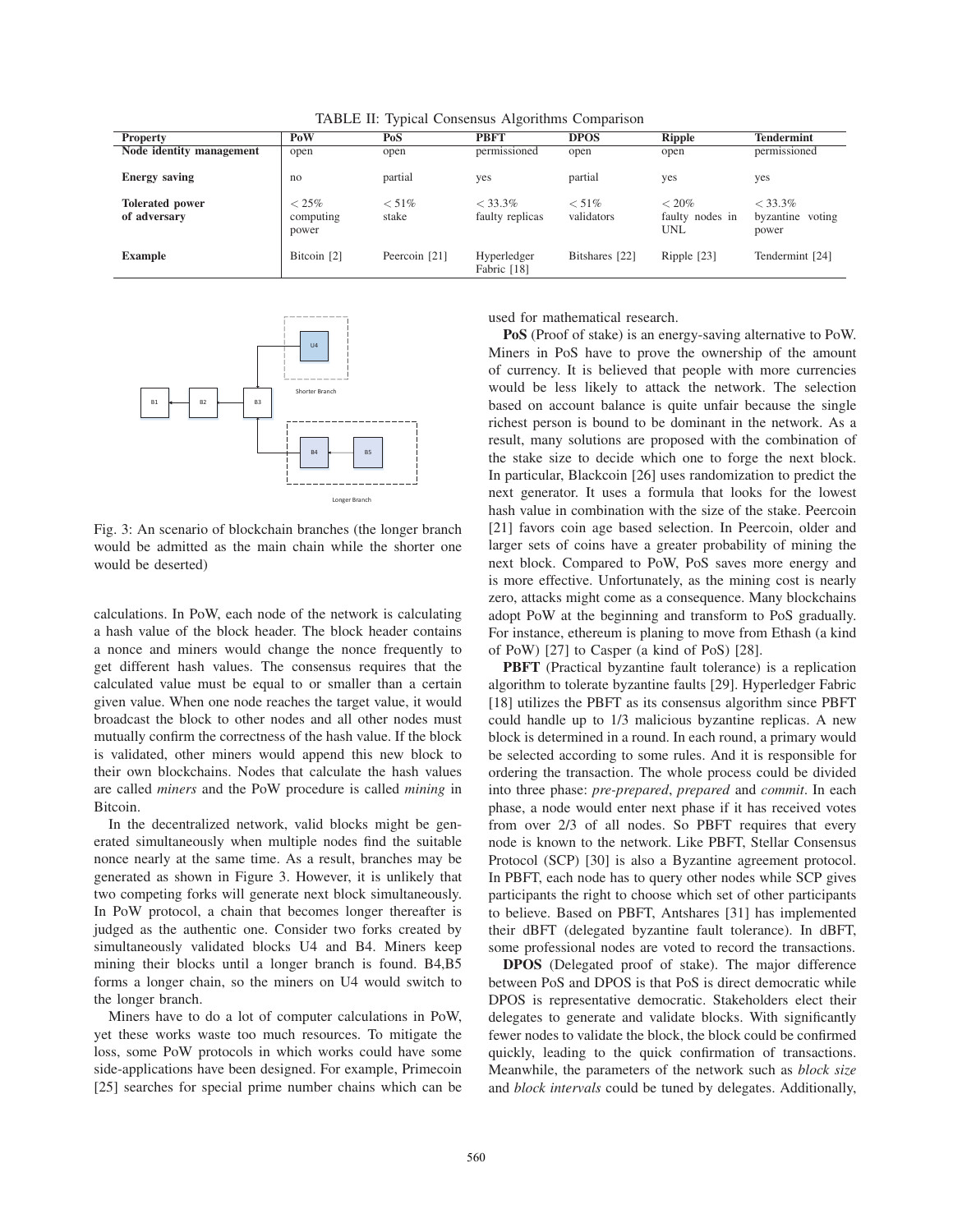TABLE II: Typical Consensus Algorithms Comparison

| Property | PoW | PoS | PBFT | DPOS | Ripple | Tendermint |
|---|---|---|---|---|---|---|
| **Node identity management** | open | open | permissioned | open | open | permissioned |
| **Energy saving** | no | partial | yes | partial | yes | yes |
| **Tolerated power of adversary** | $< 25\%$ computing power | $< 51\%$ stake | $< 33.3\%$ faulty replicas | $< 51\%$ validators | $< 20\%$ faulty nodes in UNL | $< 33.3\%$ byzantine voting power |
| **Example** | Bitcoin [2] | Peercoin [21] | Hyperledger Fabric [18] | Bitshares [22] | Ripple [23] | Tendermint [24] |

Fig. 3: An scenario of blockchain branches (the longer branch would be admitted as the main chain while the shorter one would be deserted)

calculations. In PoW, each node of the network is calculating a hash value of the block header. The block header contains a nonce and miners would change the nonce frequently to get different hash values. The consensus requires that the calculated value must be equal to or smaller than a certain given value. When one node reaches the target value, it would broadcast the block to other nodes and all other nodes must mutually confirm the correctness of the hash value. If the block is validated, other miners would append this new block to their own blockchains. Nodes that calculate the hash values are called *miners* and the PoW procedure is called *mining* in Bitcoin.

In the decentralized network, valid blocks might be generated simultaneously when multiple nodes find the suitable nonce nearly at the same time. As a result, branches may be generated as shown in Figure 3. However, it is unlikely that two competing forks will generate next block simultaneously. In PoW protocol, a chain that becomes longer thereafter is judged as the authentic one. Consider two forks created by simultaneously validated blocks U4 and B4. Miners keep mining their blocks until a longer branch is found. B4,B5 forms a longer chain, so the miners on U4 would switch to the longer branch.

Miners have to do a lot of computer calculations in PoW, yet these works waste too much resources. To mitigate the loss, some PoW protocols in which works could have some side-applications have been designed. For example, Primecoin [25] searches for special prime number chains which can be used for mathematical research.

**PoS** (Proof of stake) is an energy-saving alternative to PoW. Miners in PoS have to prove the ownership of the amount of currency. It is believed that people with more currencies would be less likely to attack the network. The selection based on account balance is quite unfair because the single richest person is bound to be dominant in the network. As a result, many solutions are proposed with the combination of the stake size to decide which one to forge the next block. In particular, Blackcoin [26] uses randomization to predict the next generator. It uses a formula that looks for the lowest hash value in combination with the size of the stake. Peercoin [21] favors coin age based selection. In Peercoin, older and larger sets of coins have a greater probability of mining the next block. Compared to PoW, PoS saves more energy and is more effective. Unfortunately, as the mining cost is nearly zero, attacks might come as a consequence. Many blockchains adopt PoW at the beginning and transform to PoS gradually. For instance, ethereum is planing to move from Ethash (a kind of PoW) [27] to Casper (a kind of PoS) [28].

**PBFT** (Practical byzantine fault tolerance) is a replication algorithm to tolerate byzantine faults [29]. Hyperledger Fabric [18] utilizes the PBFT as its consensus algorithm since PBFT could handle up to 1/3 malicious byzantine replicas. A new block is determined in a round. In each round, a primary would be selected according to some rules. And it is responsible for ordering the transaction. The whole process could be divided into three phase: *pre-prepared*, *prepared* and *commit*. In each phase, a node would enter next phase if it has received votes from over 2/3 of all nodes. So PBFT requires that every node is known to the network. Like PBFT, Stellar Consensus Protocol (SCP) [30] is also a Byzantine agreement protocol. In PBFT, each node has to query other nodes while SCP gives participants the right to choose which set of other participants to believe. Based on PBFT, Antshares [31] has implemented their dBFT (delegated byzantine fault tolerance). In dBFT, some professional nodes are voted to record the transactions.

**DPOS** (Delegated proof of stake). The major difference between PoS and DPOS is that PoS is direct democratic while DPOS is representative democratic. Stakeholders elect their delegates to generate and validate blocks. With significantly fewer nodes to validate the block, the block could be confirmed quickly, leading to the quick confirmation of transactions. Meanwhile, the parameters of the network such as *block size* and *block intervals* could be tuned by delegates. Additionally,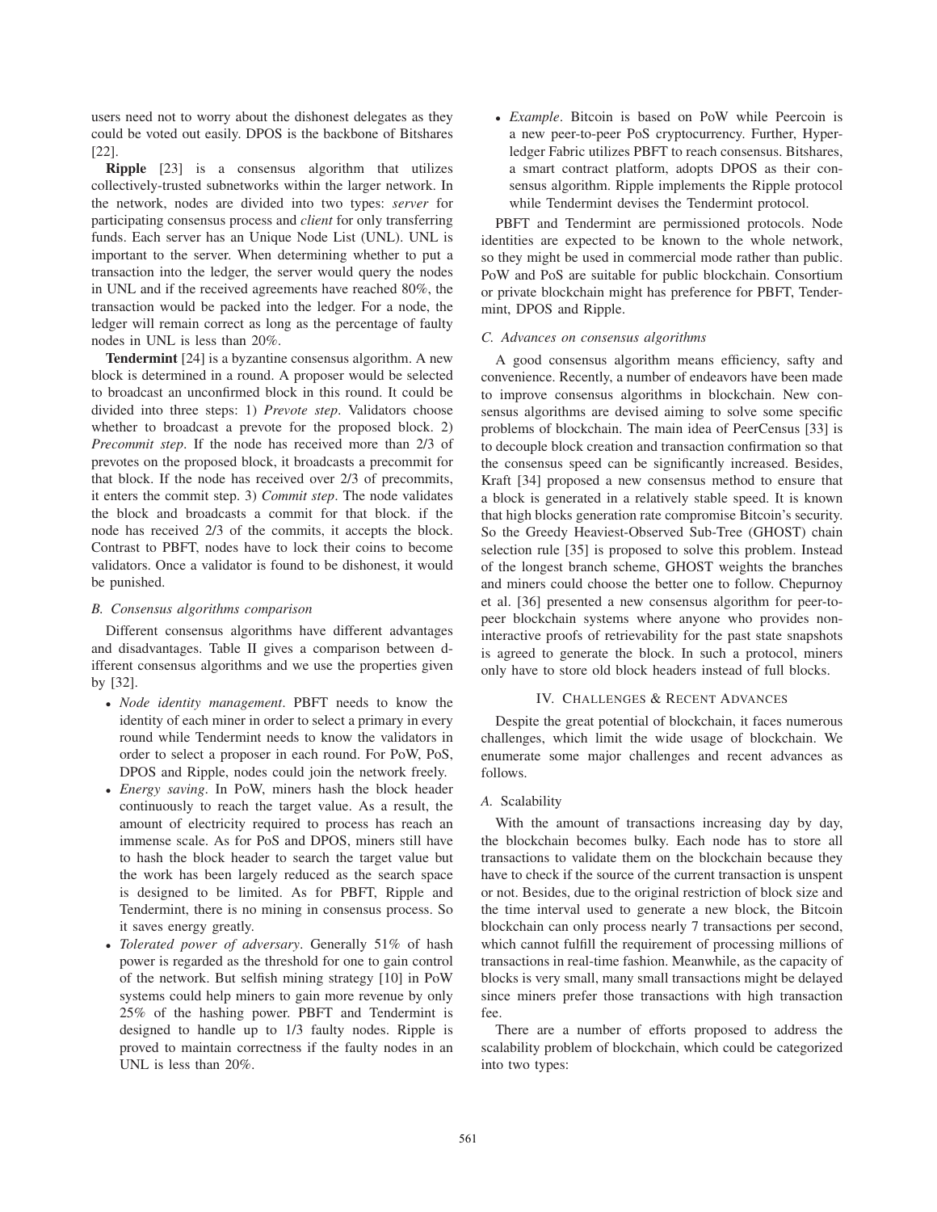users need not to worry about the dishonest delegates as they could be voted out easily. DPOS is the backbone of Bitshares [22].

**Ripple** [23] is a consensus algorithm that utilizes collectively-trusted subnetworks within the larger network. In the network, nodes are divided into two types: *server* for participating consensus process and *client* for only transferring funds. Each server has an Unique Node List (UNL). UNL is important to the server. When determining whether to put a transaction into the ledger, the server would query the nodes in UNL and if the received agreements have reached 80%, the transaction would be packed into the ledger. For a node, the ledger will remain correct as long as the percentage of faulty nodes in UNL is less than 20%.

**Tendermint** [24] is a byzantine consensus algorithm. A new block is determined in a round. A proposer would be selected to broadcast an unconfirmed block in this round. It could be divided into three steps: 1) *Prevote step*. Validators choose whether to broadcast a prevote for the proposed block. 2) *Precommit step*. If the node has received more than 2/3 of prevotes on the proposed block, it broadcasts a precommit for that block. If the node has received over 2/3 of precommits, it enters the commit step. 3) *Commit step*. The node validates the block and broadcasts a commit for that block. if the node has received 2/3 of the commits, it accepts the block. Contrast to PBFT, nodes have to lock their coins to become validators. Once a validator is found to be dishonest, it would be punished.

### B. Consensus algorithms comparison

Different consensus algorithms have different advantages and disadvantages. Table II gives a comparison between different consensus algorithms and we use the properties given by [32].

- *Node identity management*. PBFT needs to know the identity of each miner in order to select a primary in every round while Tendermint needs to know the validators in order to select a proposer in each round. For PoW, PoS, DPOS and Ripple, nodes could join the network freely.
- *Energy saving*. In PoW, miners hash the block header continuously to reach the target value. As a result, the amount of electricity required to process has reach an immense scale. As for PoS and DPOS, miners still have to hash the block header to search the target value but the work has been largely reduced as the search space is designed to be limited. As for PBFT, Ripple and Tendermint, there is no mining in consensus process. So it saves energy greatly.
- *Tolerated power of adversary*. Generally 51% of hash power is regarded as the threshold for one to gain control of the network. But selfish mining strategy [10] in PoW systems could help miners to gain more revenue by only 25% of the hashing power. PBFT and Tendermint is designed to handle up to 1/3 faulty nodes. Ripple is proved to maintain correctness if the faulty nodes in an UNL is less than 20%.
- *Example*. Bitcoin is based on PoW while Peercoin is a new peer-to-peer PoS cryptocurrency. Further, Hyperledger Fabric utilizes PBFT to reach consensus. Bitshares, a smart contract platform, adopts DPOS as their consensus algorithm. Ripple implements the Ripple protocol while Tendermint devises the Tendermint protocol.

PBFT and Tendermint are permissioned protocols. Node identities are expected to be known to the whole network, so they might be used in commercial mode rather than public. PoW and PoS are suitable for public blockchain. Consortium or private blockchain might has preference for PBFT, Tendermint, DPOS and Ripple.

### C. Advances on consensus algorithms

A good consensus algorithm means efficiency, safty and convenience. Recently, a number of endeavors have been made to improve consensus algorithms in blockchain. New consensus algorithms are devised aiming to solve some specific problems of blockchain. The main idea of PeerCensus [33] is to decouple block creation and transaction confirmation so that the consensus speed can be significantly increased. Besides, Kraft [34] proposed a new consensus method to ensure that a block is generated in a relatively stable speed. It is known that high blocks generation rate compromise Bitcoin's security. So the Greedy Heaviest-Observed Sub-Tree (GHOST) chain selection rule [35] is proposed to solve this problem. Instead of the longest branch scheme, GHOST weights the branches and miners could choose the better one to follow. Chepurnoy et al. [36] presented a new consensus algorithm for peer-to-peer blockchain systems where anyone who provides non-interactive proofs of retrievability for the past state snapshots is agreed to generate the block. In such a protocol, miners only have to store old block headers instead of full blocks.

## IV. Challenges & Recent Advances

Despite the great potential of blockchain, it faces numerous challenges, which limit the wide usage of blockchain. We enumerate some major challenges and recent advances as follows.

### A. Scalability

With the amount of transactions increasing day by day, the blockchain becomes bulky. Each node has to store all transactions to validate them on the blockchain because they have to check if the source of the current transaction is unspent or not. Besides, due to the original restriction of block size and the time interval used to generate a new block, the Bitcoin blockchain can only process nearly 7 transactions per second, which cannot fulfill the requirement of processing millions of transactions in real-time fashion. Meanwhile, as the capacity of blocks is very small, many small transactions might be delayed since miners prefer those transactions with high transaction fee.

There are a number of efforts proposed to address the scalability problem of blockchain, which could be categorized into two types: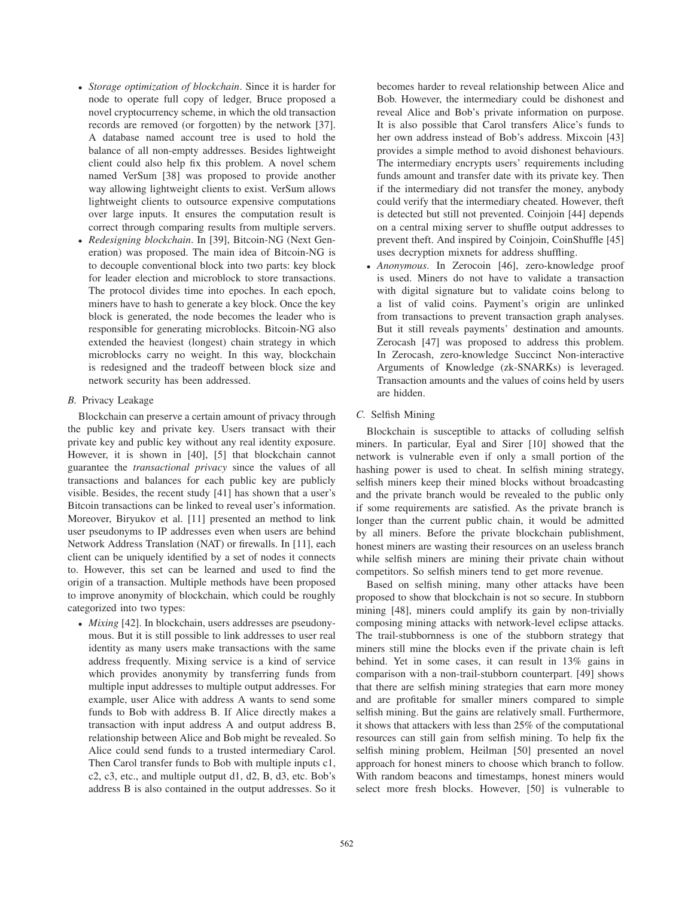- *Storage optimization of blockchain*. Since it is harder for node to operate full copy of ledger, Bruce proposed a novel cryptocurrency scheme, in which the old transaction records are removed (or forgotten) by the network [37]. A database named account tree is used to hold the balance of all non-empty addresses. Besides lightweight client could also help fix this problem. A novel schem named VerSum [38] was proposed to provide another way allowing lightweight clients to exist. VerSum allows lightweight clients to outsource expensive computations over large inputs. It ensures the computation result is correct through comparing results from multiple servers.
- *Redesigning blockchain*. In [39], Bitcoin-NG (Next Generation) was proposed. The main idea of Bitcoin-NG is to decouple conventional block into two parts: key block for leader election and microblock to store transactions. The protocol divides time into epoches. In each epoch, miners have to hash to generate a key block. Once the key block is generated, the node becomes the leader who is responsible for generating microblocks. Bitcoin-NG also extended the heaviest (longest) chain strategy in which microblocks carry no weight. In this way, blockchain is redesigned and the tradeoff between block size and network security has been addressed.

### *B.* Privacy Leakage

Blockchain can preserve a certain amount of privacy through the public key and private key. Users transact with their private key and public key without any real identity exposure. However, it is shown in [40], [5] that blockchain cannot guarantee the *transactional privacy* since the values of all transactions and balances for each public key are publicly visible. Besides, the recent study [41] has shown that a user's Bitcoin transactions can be linked to reveal user's information. Moreover, Biryukov et al. [11] presented an method to link user pseudonyms to IP addresses even when users are behind Network Address Translation (NAT) or firewalls. In [11], each client can be uniquely identified by a set of nodes it connects to. However, this set can be learned and used to find the origin of a transaction. Multiple methods have been proposed to improve anonymity of blockchain, which could be roughly categorized into two types:

- *Mixing* [42]. In blockchain, users addresses are pseudonymous. But it is still possible to link addresses to user real identity as many users make transactions with the same address frequently. Mixing service is a kind of service which provides anonymity by transferring funds from multiple input addresses to multiple output addresses. For example, user Alice with address A wants to send some funds to Bob with address B. If Alice directly makes a transaction with input address A and output address B, relationship between Alice and Bob might be revealed. So Alice could send funds to a trusted intermediary Carol. Then Carol transfer funds to Bob with multiple inputs c1, c2, c3, etc., and multiple output d1, d2, B, d3, etc. Bob's address B is also contained in the output addresses. So it becomes harder to reveal relationship between Alice and Bob. However, the intermediary could be dishonest and reveal Alice and Bob's private information on purpose. It is also possible that Carol transfers Alice's funds to her own address instead of Bob's address. Mixcoin [43] provides a simple method to avoid dishonest behaviours. The intermediary encrypts users' requirements including funds amount and transfer date with its private key. Then if the intermediary did not transfer the money, anybody could verify that the intermediary cheated. However, theft is detected but still not prevented. Coinjoin [44] depends on a central mixing server to shuffle output addresses to prevent theft. And inspired by Coinjoin, CoinShuffle [45] uses decryption mixnets for address shuffling.
- *Anonymous*. In Zerocoin [46], zero-knowledge proof is used. Miners do not have to validate a transaction with digital signature but to validate coins belong to a list of valid coins. Payment's origin are unlinked from transactions to prevent transaction graph analyses. But it still reveals payments' destination and amounts. Zerocash [47] was proposed to address this problem. In Zerocash, zero-knowledge Succinct Non-interactive Arguments of Knowledge (zk-SNARKs) is leveraged. Transaction amounts and the values of coins held by users are hidden.

### *C.* Selfish Mining

Blockchain is susceptible to attacks of colluding selfish miners. In particular, Eyal and Sirer [10] showed that the network is vulnerable even if only a small portion of the hashing power is used to cheat. In selfish mining strategy, selfish miners keep their mined blocks without broadcasting and the private branch would be revealed to the public only if some requirements are satisfied. As the private branch is longer than the current public chain, it would be admitted by all miners. Before the private blockchain publishment, honest miners are wasting their resources on an useless branch while selfish miners are mining their private chain without competitors. So selfish miners tend to get more revenue.

Based on selfish mining, many other attacks have been proposed to show that blockchain is not so secure. In stubborn mining [48], miners could amplify its gain by non-trivially composing mining attacks with network-level eclipse attacks. The trail-stubbornness is one of the stubborn strategy that miners still mine the blocks even if the private chain is left behind. Yet in some cases, it can result in 13% gains in comparison with a non-trail-stubborn counterpart. [49] shows that there are selfish mining strategies that earn more money and are profitable for smaller miners compared to simple selfish mining. But the gains are relatively small. Furthermore, it shows that attackers with less than 25% of the computational resources can still gain from selfish mining. To help fix the selfish mining problem, Heilman [50] presented an novel approach for honest miners to choose which branch to follow. With random beacons and timestamps, honest miners would select more fresh blocks. However, [50] is vulnerable to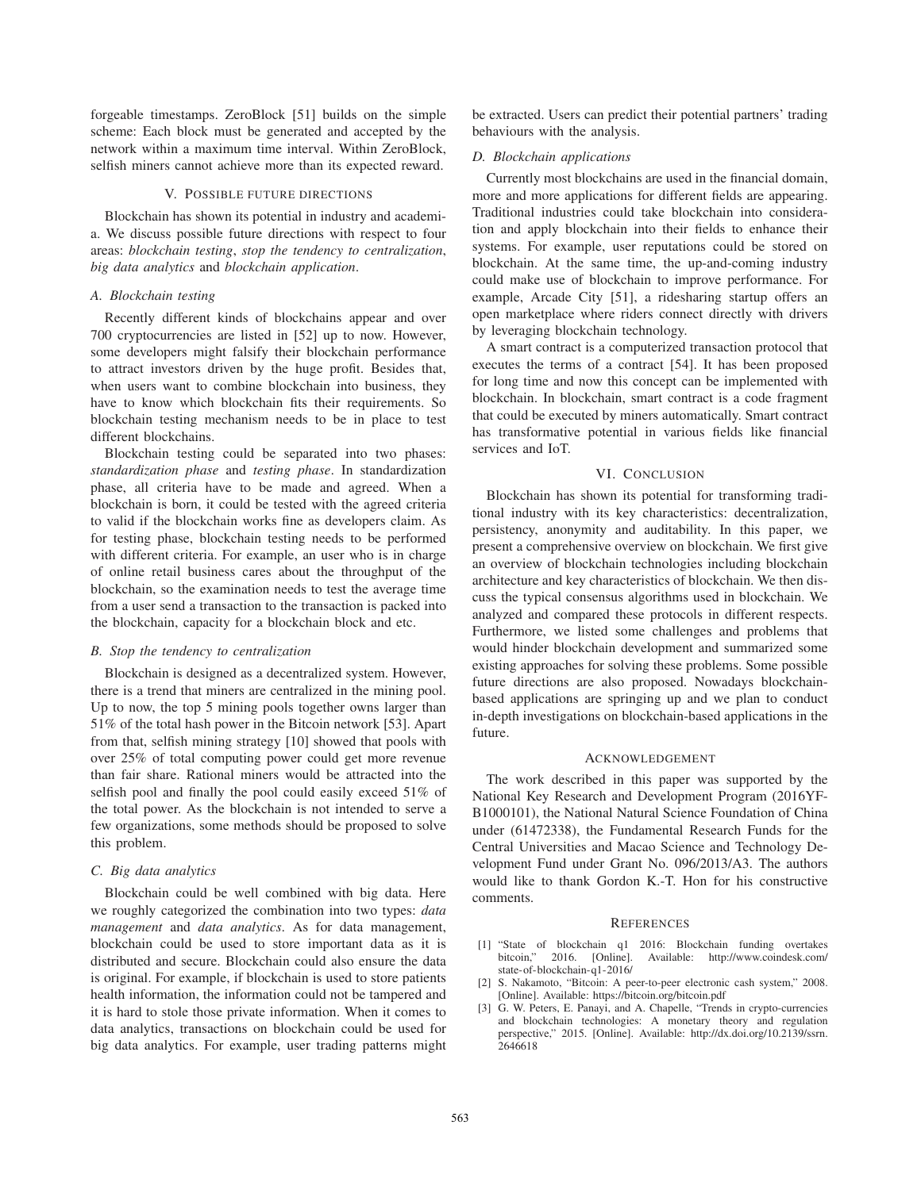forgeable timestamps. ZeroBlock [51] builds on the simple scheme: Each block must be generated and accepted by the network within a maximum time interval. Within ZeroBlock, selfish miners cannot achieve more than its expected reward.

## V. Possible future directions

Blockchain has shown its potential in industry and academia. We discuss possible future directions with respect to four areas: *blockchain testing*, *stop the tendency to centralization*, *big data analytics* and *blockchain application*.

### A. Blockchain testing

Recently different kinds of blockchains appear and over 700 cryptocurrencies are listed in [52] up to now. However, some developers might falsify their blockchain performance to attract investors driven by the huge profit. Besides that, when users want to combine blockchain into business, they have to know which blockchain fits their requirements. So blockchain testing mechanism needs to be in place to test different blockchains.

Blockchain testing could be separated into two phases: *standardization phase* and *testing phase*. In standardization phase, all criteria have to be made and agreed. When a blockchain is born, it could be tested with the agreed criteria to valid if the blockchain works fine as developers claim. As for testing phase, blockchain testing needs to be performed with different criteria. For example, an user who is in charge of online retail business cares about the throughput of the blockchain, so the examination needs to test the average time from a user send a transaction to the transaction is packed into the blockchain, capacity for a blockchain block and etc.

### B. Stop the tendency to centralization

Blockchain is designed as a decentralized system. However, there is a trend that miners are centralized in the mining pool. Up to now, the top 5 mining pools together owns larger than 51% of the total hash power in the Bitcoin network [53]. Apart from that, selfish mining strategy [10] showed that pools with over 25% of total computing power could get more revenue than fair share. Rational miners would be attracted into the selfish pool and finally the pool could easily exceed 51% of the total power. As the blockchain is not intended to serve a few organizations, some methods should be proposed to solve this problem.

### C. Big data analytics

Blockchain could be well combined with big data. Here we roughly categorized the combination into two types: *data management* and *data analytics*. As for data management, blockchain could be used to store important data as it is distributed and secure. Blockchain could also ensure the data is original. For example, if blockchain is used to store patients health information, the information could not be tampered and it is hard to stole those private information. When it comes to data analytics, transactions on blockchain could be used for big data analytics. For example, user trading patterns might be extracted. Users can predict their potential partners' trading behaviours with the analysis.

### D. Blockchain applications

Currently most blockchains are used in the financial domain, more and more applications for different fields are appearing. Traditional industries could take blockchain into consideration and apply blockchain into their fields to enhance their systems. For example, user reputations could be stored on blockchain. At the same time, the up-and-coming industry could make use of blockchain to improve performance. For example, Arcade City [51], a ridesharing startup offers an open marketplace where riders connect directly with drivers by leveraging blockchain technology.

A smart contract is a computerized transaction protocol that executes the terms of a contract [54]. It has been proposed for long time and now this concept can be implemented with blockchain. In blockchain, smart contract is a code fragment that could be executed by miners automatically. Smart contract has transformative potential in various fields like financial services and IoT.

## VI. Conclusion

Blockchain has shown its potential for transforming traditional industry with its key characteristics: decentralization, persistency, anonymity and auditability. In this paper, we present a comprehensive overview on blockchain. We first give an overview of blockchain technologies including blockchain architecture and key characteristics of blockchain. We then discuss the typical consensus algorithms used in blockchain. We analyzed and compared these protocols in different respects. Furthermore, we listed some challenges and problems that would hinder blockchain development and summarized some existing approaches for solving these problems. Some possible future directions are also proposed. Nowadays blockchain-based applications are springing up and we plan to conduct in-depth investigations on blockchain-based applications in the future.

## Acknowledgement

The work described in this paper was supported by the National Key Research and Development Program (2016YF-B1000101), the National Natural Science Foundation of China under (61472338), the Fundamental Research Funds for the Central Universities and Macao Science and Technology Development Fund under Grant No. 096/2013/A3. The authors would like to thank Gordon K.-T. Hon for his constructive comments.

## References

[1] "State of blockchain q1 2016: Blockchain funding overtakes bitcoin," 2016. [Online]. Available: http://www.coindesk.com/state-of-blockchain-q1-2016/

[2] S. Nakamoto, "Bitcoin: A peer-to-peer electronic cash system," 2008. [Online]. Available: https://bitcoin.org/bitcoin.pdf

[3] G. W. Peters, E. Panayi, and A. Chapelle, "Trends in crypto-currencies and blockchain technologies: A monetary theory and regulation perspective," 2015. [Online]. Available: http://dx.doi.org/10.2139/ssrn.2646618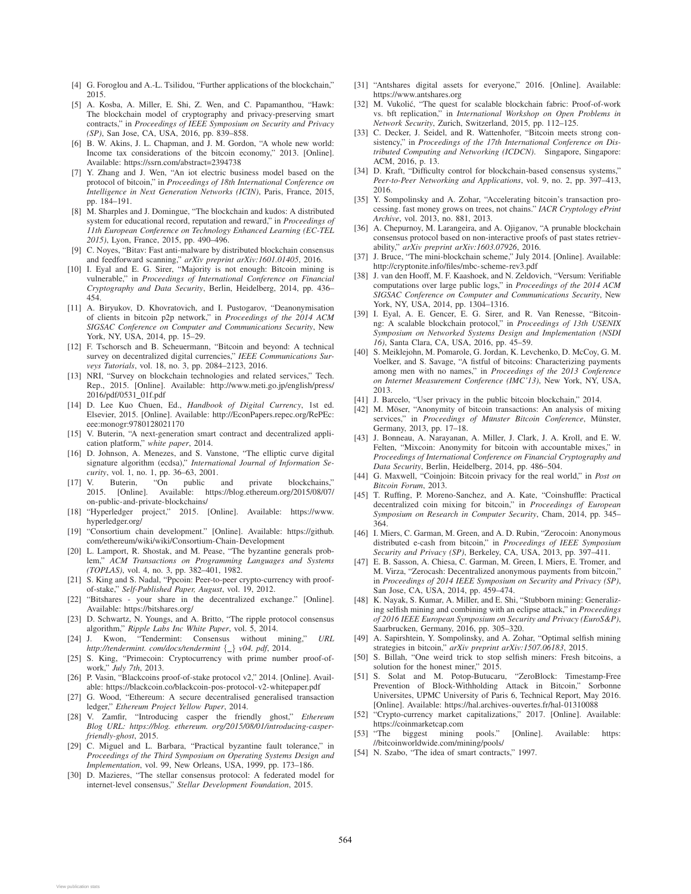[4] G. Foroglou and A.-L. Tsilidou, "Further applications of the blockchain," 2015.

[5] A. Kosba, A. Miller, E. Shi, Z. Wen, and C. Papamanthou, "Hawk: The blockchain model of cryptography and privacy-preserving smart contracts," in *Proceedings of IEEE Symposium on Security and Privacy (SP)*, San Jose, CA, USA, 2016, pp. 839–858.

[6] B. W. Akins, J. L. Chapman, and J. M. Gordon, "A whole new world: Income tax considerations of the bitcoin economy," 2013. [Online]. Available: https://ssrn.com/abstract=2394738

[7] Y. Zhang and J. Wen, "An iot electric business model based on the protocol of bitcoin," in *Proceedings of 18th International Conference on Intelligence in Next Generation Networks (ICIN)*, Paris, France, 2015, pp. 184–191.

[8] M. Sharples and J. Domingue, "The blockchain and kudos: A distributed system for educational record, reputation and reward," in *Proceedings of 11th European Conference on Technology Enhanced Learning (EC-TEL 2015)*, Lyon, France, 2015, pp. 490–496.

[9] C. Noyes, "Bitav: Fast anti-malware by distributed blockchain consensus and feedforward scanning," *arXiv preprint arXiv:1601.01405*, 2016.

[10] I. Eyal and E. G. Sirer, "Majority is not enough: Bitcoin mining is vulnerable," in *Proceedings of International Conference on Financial Cryptography and Data Security*, Berlin, Heidelberg, 2014, pp. 436–454.

[11] A. Biryukov, D. Khovratovich, and I. Pustogarov, "Deanonymisation of clients in bitcoin p2p network," in *Proceedings of the 2014 ACM SIGSAC Conference on Computer and Communications Security*, New York, NY, USA, 2014, pp. 15–29.

[12] F. Tschorsch and B. Scheuermann, "Bitcoin and beyond: A technical survey on decentralized digital currencies," *IEEE Communications Surveys Tutorials*, vol. 18, no. 3, pp. 2084–2123, 2016.

[13] NRI, "Survey on blockchain technologies and related services," Tech. Rep., 2015. [Online]. Available: http://www.meti.go.jp/english/press/2016/pdf/0531_01f.pdf

[14] D. Lee Kuo Chuen, Ed., *Handbook of Digital Currency*, 1st ed. Elsevier, 2015. [Online]. Available: http://EconPapers.repec.org/RePEc:eee:monogr:9780128021170

[15] V. Buterin, "A next-generation smart contract and decentralized application platform," *white paper*, 2014.

[16] D. Johnson, A. Menezes, and S. Vanstone, "The elliptic curve digital signature algorithm (ecdsa)," *International Journal of Information Security*, vol. 1, no. 1, pp. 36–63, 2001.

[17] V. Buterin, "On public and private blockchains," 2015. [Online]. Available: https://blog.ethereum.org/2015/08/07/on-public-and-private-blockchains/

[18] "Hyperledger project," 2015. [Online]. Available: https://www.hyperledger.org/

[19] "Consortium chain development." [Online]. Available: https://github.com/ethereum/wiki/wiki/Consortium-Chain-Development

[20] L. Lamport, R. Shostak, and M. Pease, "The byzantine generals problem," *ACM Transactions on Programming Languages and Systems (TOPLAS)*, vol. 4, no. 3, pp. 382–401, 1982.

[21] S. King and S. Nadal, "Ppcoin: Peer-to-peer crypto-currency with proof-of-stake," *Self-Published Paper, August*, vol. 19, 2012.

[22] "Bitshares - your share in the decentralized exchange." [Online]. Available: https://bitshares.org/

[23] D. Schwartz, N. Youngs, and A. Britto, "The ripple protocol consensus algorithm," *Ripple Labs Inc White Paper*, vol. 5, 2014.

[24] J. Kwon, "Tendermint: Consensus without mining," *URL http://tendermint. com/docs/tendermint {_} v04. pdf*, 2014.

[25] S. King, "Primecoin: Cryptocurrency with prime number proof-of-work," *July 7th*, 2013.

[26] P. Vasin, "Blackcoins proof-of-stake protocol v2," 2014. [Online]. Available: https://blackcoin.co/blackcoin-pos-protocol-v2-whitepaper.pdf

[27] G. Wood, "Ethereum: A secure decentralised generalised transaction ledger," *Ethereum Project Yellow Paper*, 2014.

[28] V. Zamfir, "Introducing casper the friendly ghost," *Ethereum Blog URL: https://blog. ethereum. org/2015/08/01/introducing-casper-friendly-ghost*, 2015.

[29] C. Miguel and L. Barbara, "Practical byzantine fault tolerance," in *Proceedings of the Third Symposium on Operating Systems Design and Implementation*, vol. 99, New Orleans, USA, 1999, pp. 173–186.

[30] D. Mazieres, "The stellar consensus protocol: A federated model for internet-level consensus," *Stellar Development Foundation*, 2015.

[31] "Antshares digital assets for everyone," 2016. [Online]. Available: https://www.antshares.org

[32] M. Vukolić, "The quest for scalable blockchain fabric: Proof-of-work vs. bft replication," in *International Workshop on Open Problems in Network Security*, Zurich, Switzerland, 2015, pp. 112–125.

[33] C. Decker, J. Seidel, and R. Wattenhofer, "Bitcoin meets strong consistency," in *Proceedings of the 17th International Conference on Distributed Computing and Networking (ICDCN)*. Singapore, Singapore: ACM, 2016, p. 13.

[34] D. Kraft, "Difficulty control for blockchain-based consensus systems," *Peer-to-Peer Networking and Applications*, vol. 9, no. 2, pp. 397–413, 2016.

[35] Y. Sompolinsky and A. Zohar, "Accelerating bitcoin's transaction processing. fast money grows on trees, not chains." *IACR Cryptology ePrint Archive*, vol. 2013, no. 881, 2013.

[36] A. Chepurnoy, M. Larangeira, and A. Ojiganov, "A prunable blockchain consensus protocol based on non-interactive proofs of past states retrievability," *arXiv preprint arXiv:1603.07926*, 2016.

[37] J. Bruce, "The mini-blockchain scheme," July 2014. [Online]. Available: http://cryptonite.info/files/mbc-scheme-rev3.pdf

[38] J. van den Hooff, M. F. Kaashoek, and N. Zeldovich, "Versum: Verifiable computations over large public logs," in *Proceedings of the 2014 ACM SIGSAC Conference on Computer and Communications Security*, New York, NY, USA, 2014, pp. 1304–1316.

[39] I. Eyal, A. E. Gencer, E. G. Sirer, and R. Van Renesse, "Bitcoin-ng: A scalable blockchain protocol," in *Proceedings of 13th USENIX Symposium on Networked Systems Design and Implementation (NSDI 16)*, Santa Clara, CA, USA, 2016, pp. 45–59.

[40] S. Meiklejohn, M. Pomarole, G. Jordan, K. Levchenko, D. McCoy, G. M. Voelker, and S. Savage, "A fistful of bitcoins: Characterizing payments among men with no names," in *Proceedings of the 2013 Conference on Internet Measurement Conference (IMC'13)*, New York, NY, USA, 2013.

[41] J. Barcelo, "User privacy in the public bitcoin blockchain," 2014.

[42] M. Möser, "Anonymity of bitcoin transactions: An analysis of mixing services," in *Proceedings of Münster Bitcoin Conference*, Münster, Germany, 2013, pp. 17–18.

[43] J. Bonneau, A. Narayanan, A. Miller, J. Clark, J. A. Kroll, and E. W. Felten, "Mixcoin: Anonymity for bitcoin with accountable mixes," in *Proceedings of International Conference on Financial Cryptography and Data Security*, Berlin, Heidelberg, 2014, pp. 486–504.

[44] G. Maxwell, "Coinjoin: Bitcoin privacy for the real world," in *Post on Bitcoin Forum*, 2013.

[45] T. Ruffing, P. Moreno-Sanchez, and A. Kate, "Coinshuffle: Practical decentralized coin mixing for bitcoin," in *Proceedings of European Symposium on Research in Computer Security*, Cham, 2014, pp. 345–364.

[46] I. Miers, C. Garman, M. Green, and A. D. Rubin, "Zerocoin: Anonymous distributed e-cash from bitcoin," in *Proceedings of IEEE Symposium Security and Privacy (SP)*, Berkeley, CA, USA, 2013, pp. 397–411.

[47] E. B. Sasson, A. Chiesa, C. Garman, M. Green, I. Miers, E. Tromer, and M. Virza, "Zerocash: Decentralized anonymous payments from bitcoin," in *Proceedings of 2014 IEEE Symposium on Security and Privacy (SP)*, San Jose, CA, USA, 2014, pp. 459–474.

[48] K. Nayak, S. Kumar, A. Miller, and E. Shi, "Stubborn mining: Generalizing selfish mining and combining with an eclipse attack," in *Proceedings of 2016 IEEE European Symposium on Security and Privacy (EuroS&P)*, Saarbrucken, Germany, 2016, pp. 305–320.

[49] A. Sapirshtein, Y. Sompolinsky, and A. Zohar, "Optimal selfish mining strategies in bitcoin," *arXiv preprint arXiv:1507.06183*, 2015.

[50] S. Billah, "One weird trick to stop selfish miners: Fresh bitcoins, a solution for the honest miner," 2015.

[51] S. Solat and M. Potop-Butucaru, "ZeroBlock: Timestamp-Free Prevention of Block-Withholding Attack in Bitcoin," Sorbonne Universites, UPMC University of Paris 6, Technical Report, May 2016. [Online]. Available: https://hal.archives-ouvertes.fr/hal-01310088

[52] "Crypto-currency market capitalizations," 2017. [Online]. Available: https://coinmarketcap.com

[53] "The biggest mining pools." [Online]. Available: https://bitcoinworldwide.com/mining/pools/

[54] N. Szabo, "The idea of smart contracts," 1997.